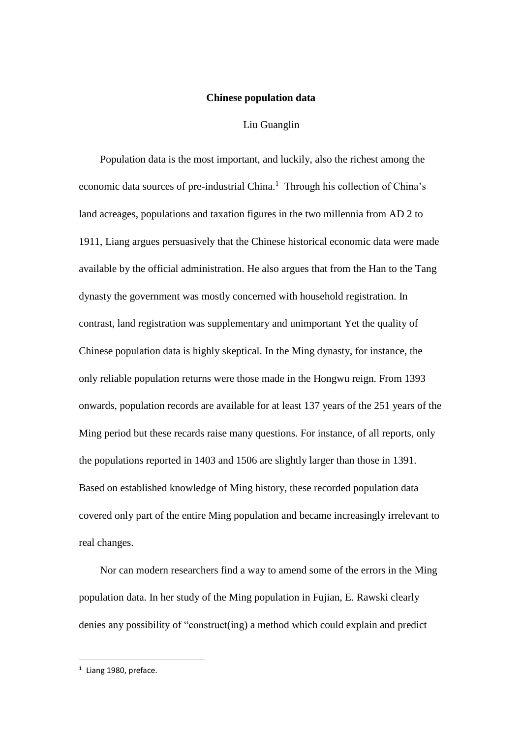**Chinese population data**

Liu Guanglin

Population data is the most important, and luckily, also the richest among the economic data sources of pre-industrial China.[1] Through his collection of China's land acreages, populations and taxation figures in the two millennia from AD 2 to 1911, Liang argues persuasively that the Chinese historical economic data were made available by the official administration. He also argues that from the Han to the Tang dynasty the government was mostly concerned with household registration. In contrast, land registration was supplementary and unimportant Yet the quality of Chinese population data is highly skeptical. In the Ming dynasty, for instance, the only reliable population returns were those made in the Hongwu reign. From 1393 onwards, population records are available for at least 137 years of the 251 years of the Ming period but these recards raise many questions. For instance, of all reports, only the populations reported in 1403 and 1506 are slightly larger than those in 1391. Based on established knowledge of Ming history, these recorded population data covered only part of the entire Ming population and became increasingly irrelevant to real changes.

Nor can modern researchers find a way to amend some of the errors in the Ming population data. In her study of the Ming population in Fujian, E. Rawski clearly denies any possibility of "construct(ing) a method which could explain and predict

[1] Liang 1980, preface.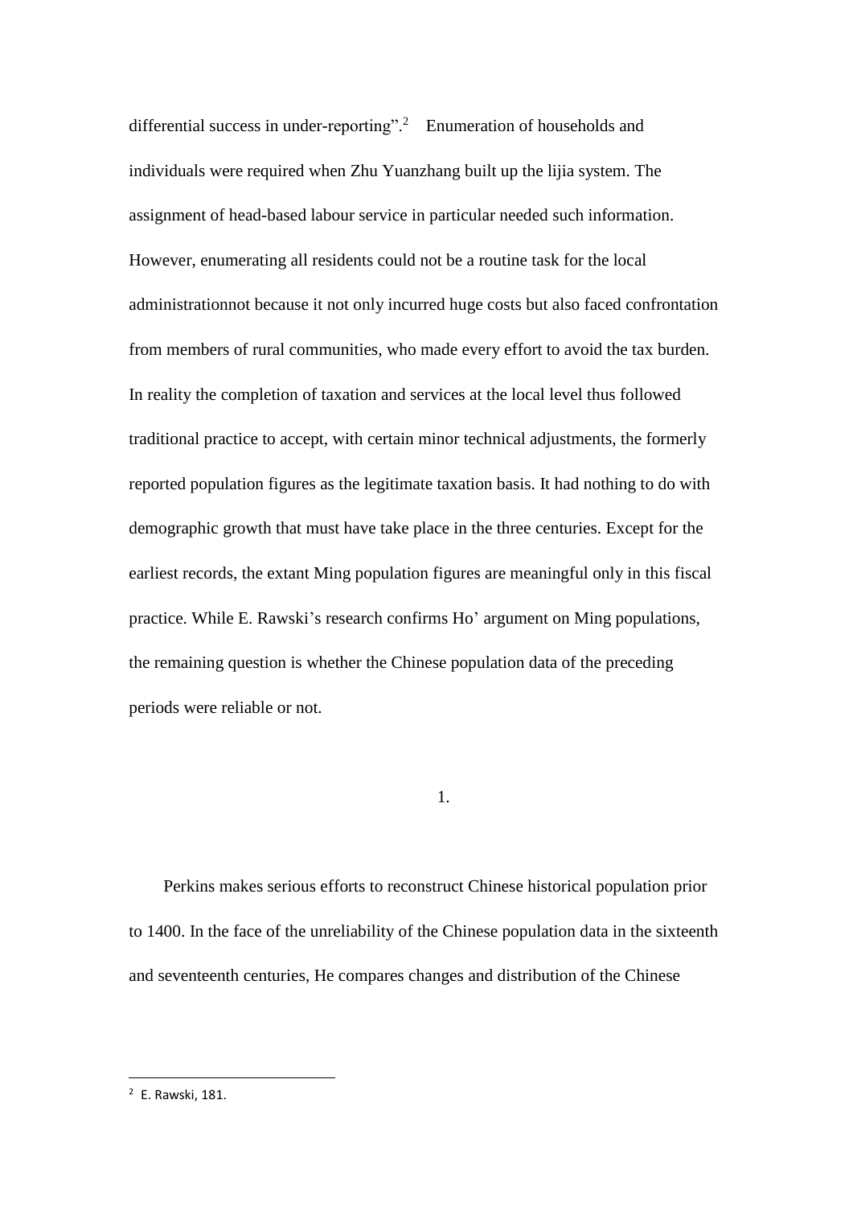differential success in under-reporting”.[2] Enumeration of households and individuals were required when Zhu Yuanzhang built up the lijia system. The assignment of head-based labour service in particular needed such information. However, enumerating all residents could not be a routine task for the local administrationnot because it not only incurred huge costs but also faced confrontation from members of rural communities, who made every effort to avoid the tax burden. In reality the completion of taxation and services at the local level thus followed traditional practice to accept, with certain minor technical adjustments, the formerly reported population figures as the legitimate taxation basis. It had nothing to do with demographic growth that must have take place in the three centuries. Except for the earliest records, the extant Ming population figures are meaningful only in this fiscal practice. While E. Rawski’s research confirms Ho’ argument on Ming populations, the remaining question is whether the Chinese population data of the preceding periods were reliable or not.

1.

Perkins makes serious efforts to reconstruct Chinese historical population prior to 1400. In the face of the unreliability of the Chinese population data in the sixteenth and seventeenth centuries, He compares changes and distribution of the Chinese

[2] E. Rawski, 181.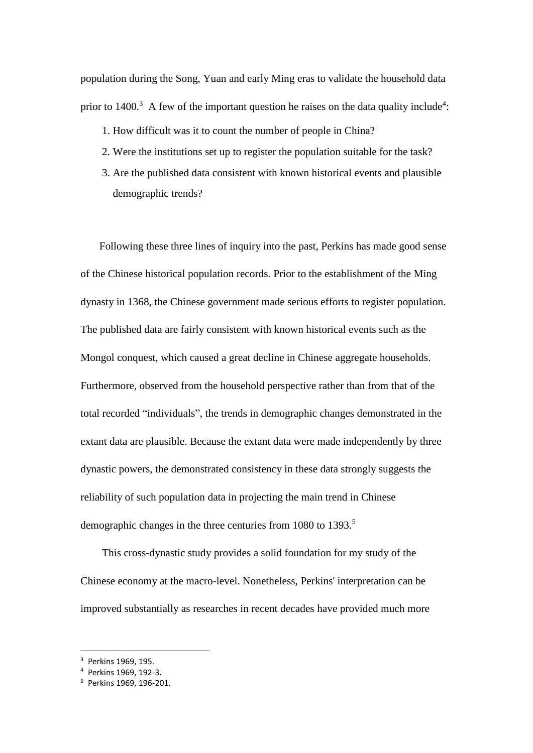population during the Song, Yuan and early Ming eras to validate the household data prior to 1400.[3] A few of the important question he raises on the data quality include[4]:

1. How difficult was it to count the number of people in China?
2. Were the institutions set up to register the population suitable for the task?
3. Are the published data consistent with known historical events and plausible demographic trends?

Following these three lines of inquiry into the past, Perkins has made good sense of the Chinese historical population records. Prior to the establishment of the Ming dynasty in 1368, the Chinese government made serious efforts to register population. The published data are fairly consistent with known historical events such as the Mongol conquest, which caused a great decline in Chinese aggregate households. Furthermore, observed from the household perspective rather than from that of the total recorded "individuals", the trends in demographic changes demonstrated in the extant data are plausible. Because the extant data were made independently by three dynastic powers, the demonstrated consistency in these data strongly suggests the reliability of such population data in projecting the main trend in Chinese demographic changes in the three centuries from 1080 to 1393.[5]

This cross-dynastic study provides a solid foundation for my study of the Chinese economy at the macro-level. Nonetheless, Perkins' interpretation can be improved substantially as researches in recent decades have provided much more

---

[3] Perkins 1969, 195.

[4] Perkins 1969, 192-3.

[5] Perkins 1969, 196-201.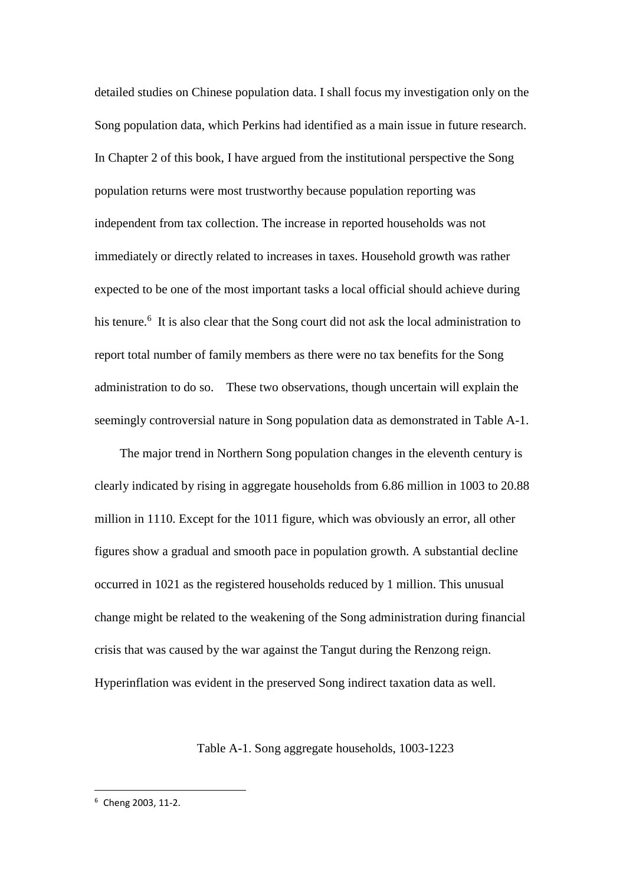detailed studies on Chinese population data. I shall focus my investigation only on the Song population data, which Perkins had identified as a main issue in future research. In Chapter 2 of this book, I have argued from the institutional perspective the Song population returns were most trustworthy because population reporting was independent from tax collection. The increase in reported households was not immediately or directly related to increases in taxes. Household growth was rather expected to be one of the most important tasks a local official should achieve during his tenure.[6] It is also clear that the Song court did not ask the local administration to report total number of family members as there were no tax benefits for the Song administration to do so. These two observations, though uncertain will explain the seemingly controversial nature in Song population data as demonstrated in Table A-1.

The major trend in Northern Song population changes in the eleventh century is clearly indicated by rising in aggregate households from 6.86 million in 1003 to 20.88 million in 1110. Except for the 1011 figure, which was obviously an error, all other figures show a gradual and smooth pace in population growth. A substantial decline occurred in 1021 as the registered households reduced by 1 million. This unusual change might be related to the weakening of the Song administration during financial crisis that was caused by the war against the Tangut during the Renzong reign. Hyperinflation was evident in the preserved Song indirect taxation data as well.

Table A-1. Song aggregate households, 1003-1223

[6] Cheng 2003, 11-2.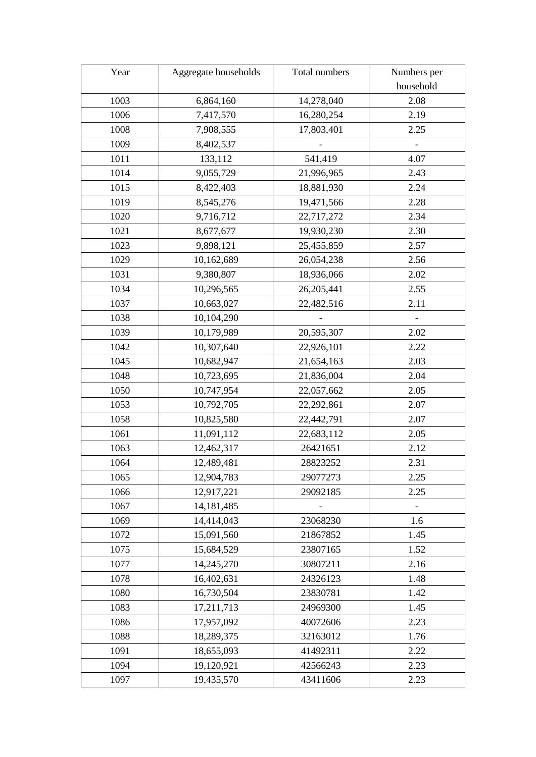| Year | Aggregate households | Total numbers | Numbers per household |
|---|---|---|---|
| 1003 | 6,864,160 | 14,278,040 | 2.08 |
| 1006 | 7,417,570 | 16,280,254 | 2.19 |
| 1008 | 7,908,555 | 17,803,401 | 2.25 |
| 1009 | 8,402,537 | - | - |
| 1011 | 133,112 | 541,419 | 4.07 |
| 1014 | 9,055,729 | 21,996,965 | 2.43 |
| 1015 | 8,422,403 | 18,881,930 | 2.24 |
| 1019 | 8,545,276 | 19,471,566 | 2.28 |
| 1020 | 9,716,712 | 22,717,272 | 2.34 |
| 1021 | 8,677,677 | 19,930,230 | 2.30 |
| 1023 | 9,898,121 | 25,455,859 | 2.57 |
| 1029 | 10,162,689 | 26,054,238 | 2.56 |
| 1031 | 9,380,807 | 18,936,066 | 2.02 |
| 1034 | 10,296,565 | 26,205,441 | 2.55 |
| 1037 | 10,663,027 | 22,482,516 | 2.11 |
| 1038 | 10,104,290 | - | - |
| 1039 | 10,179,989 | 20,595,307 | 2.02 |
| 1042 | 10,307,640 | 22,926,101 | 2.22 |
| 1045 | 10,682,947 | 21,654,163 | 2.03 |
| 1048 | 10,723,695 | 21,836,004 | 2.04 |
| 1050 | 10,747,954 | 22,057,662 | 2.05 |
| 1053 | 10,792,705 | 22,292,861 | 2.07 |
| 1058 | 10,825,580 | 22,442,791 | 2.07 |
| 1061 | 11,091,112 | 22,683,112 | 2.05 |
| 1063 | 12,462,317 | 26421651 | 2.12 |
| 1064 | 12,489,481 | 28823252 | 2.31 |
| 1065 | 12,904,783 | 29077273 | 2.25 |
| 1066 | 12,917,221 | 29092185 | 2.25 |
| 1067 | 14,181,485 | - | - |
| 1069 | 14,414,043 | 23068230 | 1.6 |
| 1072 | 15,091,560 | 21867852 | 1.45 |
| 1075 | 15,684,529 | 23807165 | 1.52 |
| 1077 | 14,245,270 | 30807211 | 2.16 |
| 1078 | 16,402,631 | 24326123 | 1.48 |
| 1080 | 16,730,504 | 23830781 | 1.42 |
| 1083 | 17,211,713 | 24969300 | 1.45 |
| 1086 | 17,957,092 | 40072606 | 2.23 |
| 1088 | 18,289,375 | 32163012 | 1.76 |
| 1091 | 18,655,093 | 41492311 | 2.22 |
| 1094 | 19,120,921 | 42566243 | 2.23 |
| 1097 | 19,435,570 | 43411606 | 2.23 |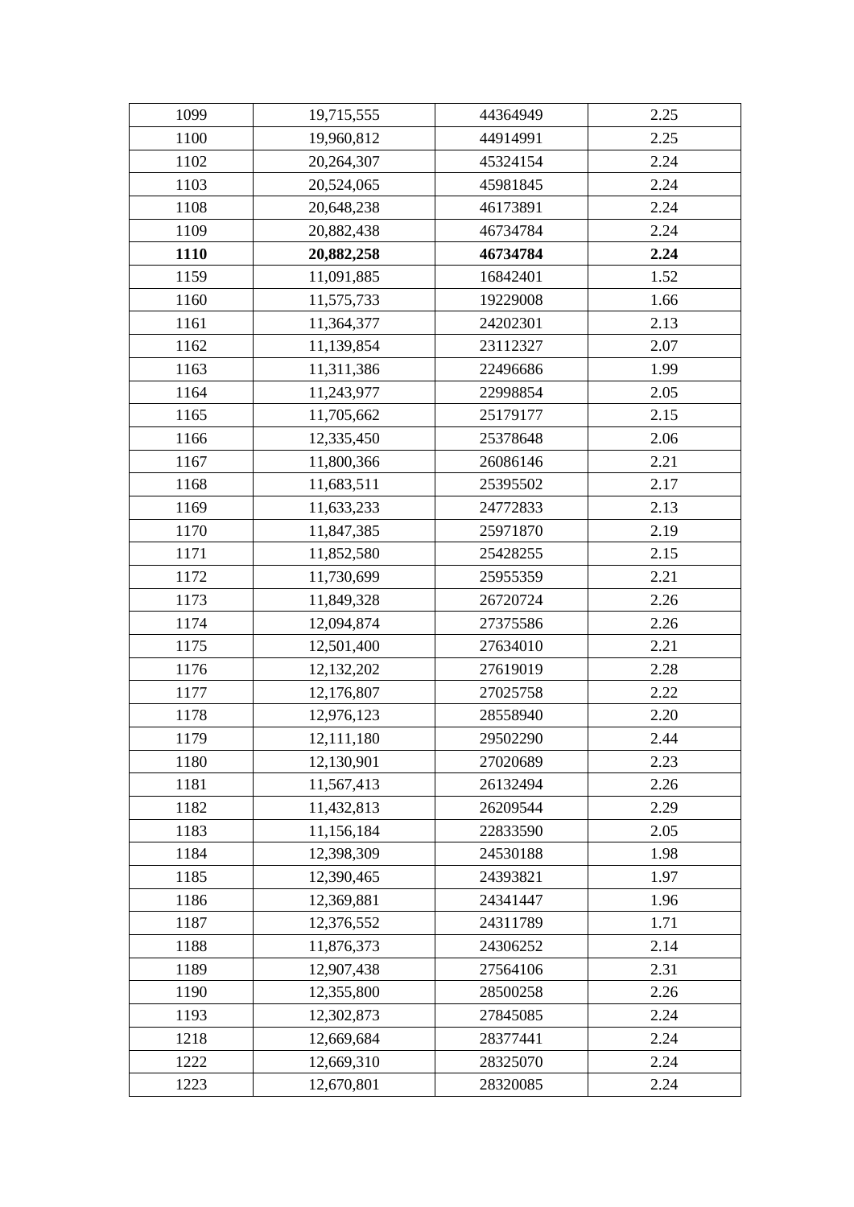| 1099 | 19,715,555 | 44364949 | 2.25 |
|---|---|---|---|
| 1100 | 19,960,812 | 44914991 | 2.25 |
| 1102 | 20,264,307 | 45324154 | 2.24 |
| 1103 | 20,524,065 | 45981845 | 2.24 |
| 1108 | 20,648,238 | 46173891 | 2.24 |
| 1109 | 20,882,438 | 46734784 | 2.24 |
| **1110** | **20,882,258** | **46734784** | **2.24** |
| 1159 | 11,091,885 | 16842401 | 1.52 |
| 1160 | 11,575,733 | 19229008 | 1.66 |
| 1161 | 11,364,377 | 24202301 | 2.13 |
| 1162 | 11,139,854 | 23112327 | 2.07 |
| 1163 | 11,311,386 | 22496686 | 1.99 |
| 1164 | 11,243,977 | 22998854 | 2.05 |
| 1165 | 11,705,662 | 25179177 | 2.15 |
| 1166 | 12,335,450 | 25378648 | 2.06 |
| 1167 | 11,800,366 | 26086146 | 2.21 |
| 1168 | 11,683,511 | 25395502 | 2.17 |
| 1169 | 11,633,233 | 24772833 | 2.13 |
| 1170 | 11,847,385 | 25971870 | 2.19 |
| 1171 | 11,852,580 | 25428255 | 2.15 |
| 1172 | 11,730,699 | 25955359 | 2.21 |
| 1173 | 11,849,328 | 26720724 | 2.26 |
| 1174 | 12,094,874 | 27375586 | 2.26 |
| 1175 | 12,501,400 | 27634010 | 2.21 |
| 1176 | 12,132,202 | 27619019 | 2.28 |
| 1177 | 12,176,807 | 27025758 | 2.22 |
| 1178 | 12,976,123 | 28558940 | 2.20 |
| 1179 | 12,111,180 | 29502290 | 2.44 |
| 1180 | 12,130,901 | 27020689 | 2.23 |
| 1181 | 11,567,413 | 26132494 | 2.26 |
| 1182 | 11,432,813 | 26209544 | 2.29 |
| 1183 | 11,156,184 | 22833590 | 2.05 |
| 1184 | 12,398,309 | 24530188 | 1.98 |
| 1185 | 12,390,465 | 24393821 | 1.97 |
| 1186 | 12,369,881 | 24341447 | 1.96 |
| 1187 | 12,376,552 | 24311789 | 1.71 |
| 1188 | 11,876,373 | 24306252 | 2.14 |
| 1189 | 12,907,438 | 27564106 | 2.31 |
| 1190 | 12,355,800 | 28500258 | 2.26 |
| 1193 | 12,302,873 | 27845085 | 2.24 |
| 1218 | 12,669,684 | 28377441 | 2.24 |
| 1222 | 12,669,310 | 28325070 | 2.24 |
| 1223 | 12,670,801 | 28320085 | 2.24 |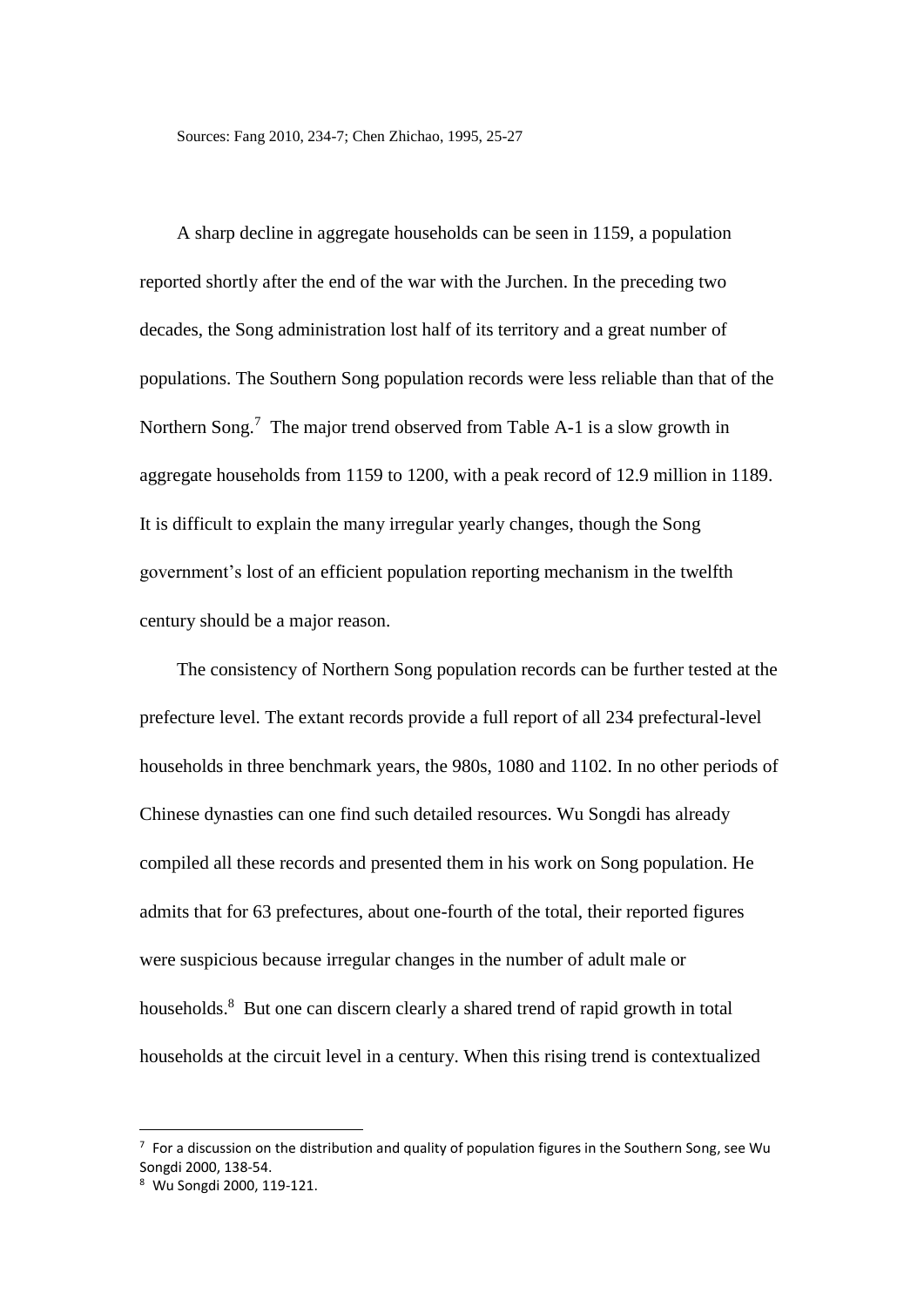Sources: Fang 2010, 234-7; Chen Zhichao, 1995, 25-27

A sharp decline in aggregate households can be seen in 1159, a population reported shortly after the end of the war with the Jurchen. In the preceding two decades, the Song administration lost half of its territory and a great number of populations. The Southern Song population records were less reliable than that of the Northern Song.[7] The major trend observed from Table A-1 is a slow growth in aggregate households from 1159 to 1200, with a peak record of 12.9 million in 1189. It is difficult to explain the many irregular yearly changes, though the Song government's lost of an efficient population reporting mechanism in the twelfth century should be a major reason.

The consistency of Northern Song population records can be further tested at the prefecture level. The extant records provide a full report of all 234 prefectural-level households in three benchmark years, the 980s, 1080 and 1102. In no other periods of Chinese dynasties can one find such detailed resources. Wu Songdi has already compiled all these records and presented them in his work on Song population. He admits that for 63 prefectures, about one-fourth of the total, their reported figures were suspicious because irregular changes in the number of adult male or households.[8] But one can discern clearly a shared trend of rapid growth in total households at the circuit level in a century. When this rising trend is contextualized

---

[7] For a discussion on the distribution and quality of population figures in the Southern Song, see Wu Songdi 2000, 138-54.

[8] Wu Songdi 2000, 119-121.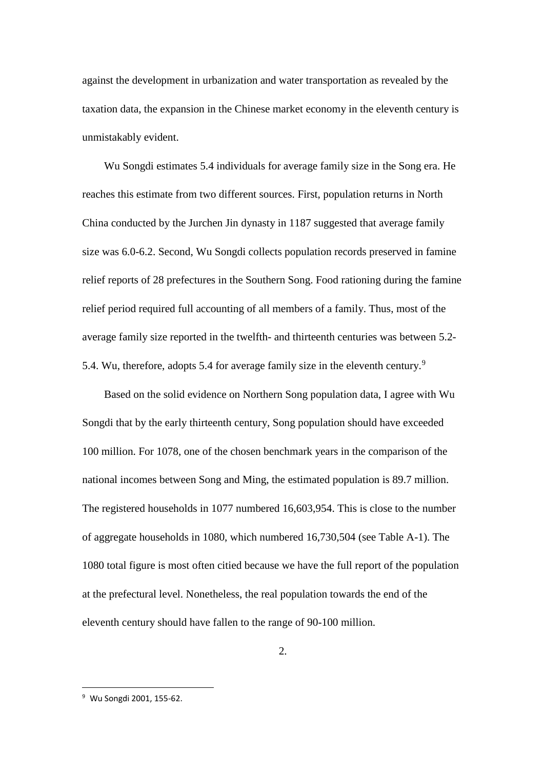against the development in urbanization and water transportation as revealed by the taxation data, the expansion in the Chinese market economy in the eleventh century is unmistakably evident.

Wu Songdi estimates 5.4 individuals for average family size in the Song era. He reaches this estimate from two different sources. First, population returns in North China conducted by the Jurchen Jin dynasty in 1187 suggested that average family size was 6.0-6.2. Second, Wu Songdi collects population records preserved in famine relief reports of 28 prefectures in the Southern Song. Food rationing during the famine relief period required full accounting of all members of a family. Thus, most of the average family size reported in the twelfth- and thirteenth centuries was between 5.2-5.4. Wu, therefore, adopts 5.4 for average family size in the eleventh century.[9]

Based on the solid evidence on Northern Song population data, I agree with Wu Songdi that by the early thirteenth century, Song population should have exceeded 100 million. For 1078, one of the chosen benchmark years in the comparison of the national incomes between Song and Ming, the estimated population is 89.7 million. The registered households in 1077 numbered 16,603,954. This is close to the number of aggregate households in 1080, which numbered 16,730,504 (see Table A-1). The 1080 total figure is most often citied because we have the full report of the population at the prefectural level. Nonetheless, the real population towards the end of the eleventh century should have fallen to the range of 90-100 million.

2.

[9] Wu Songdi 2001, 155-62.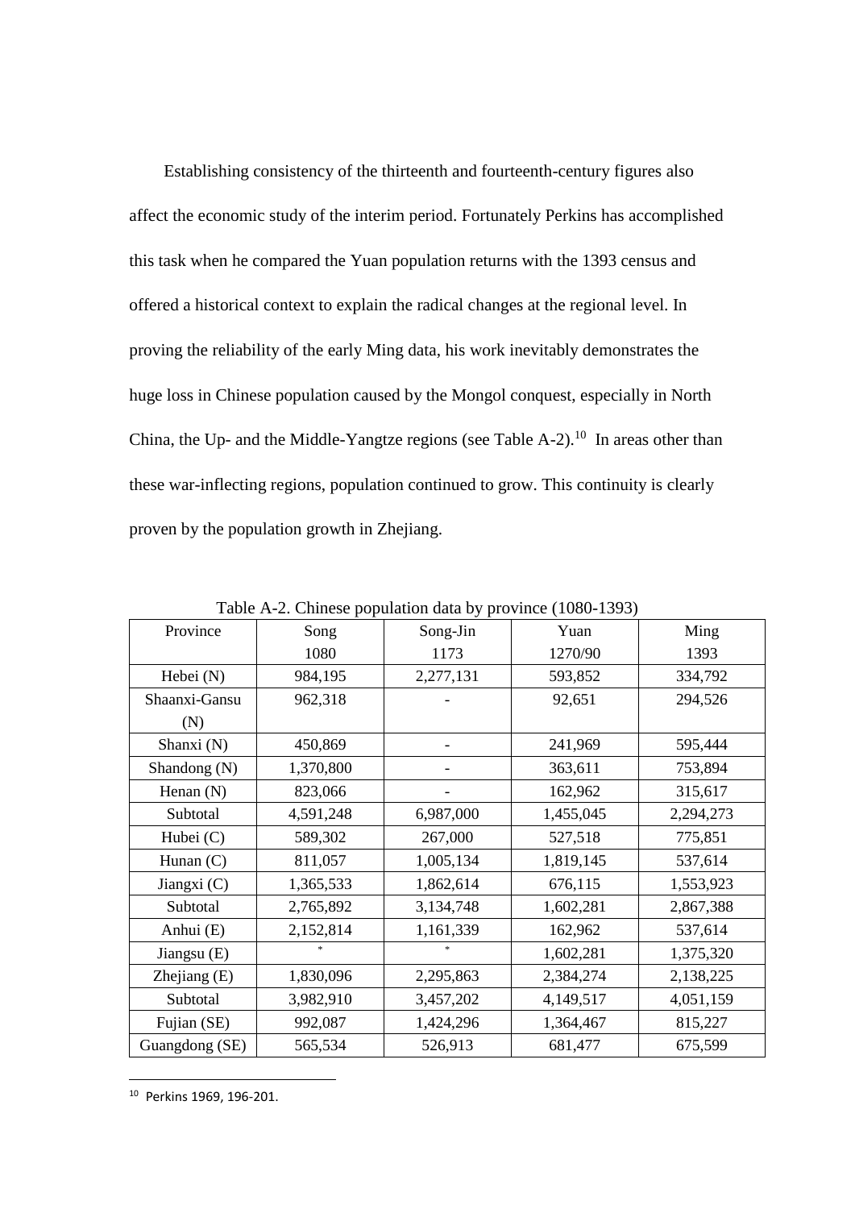Establishing consistency of the thirteenth and fourteenth-century figures also affect the economic study of the interim period. Fortunately Perkins has accomplished this task when he compared the Yuan population returns with the 1393 census and offered a historical context to explain the radical changes at the regional level. In proving the reliability of the early Ming data, his work inevitably demonstrates the huge loss in Chinese population caused by the Mongol conquest, especially in North China, the Up- and the Middle-Yangtze regions (see Table A-2).[10] In areas other than these war-inflecting regions, population continued to grow. This continuity is clearly proven by the population growth in Zhejiang.

Table A-2. Chinese population data by province (1080-1393)

| Province | Song 1080 | Song-Jin 1173 | Yuan 1270/90 | Ming 1393 |
|---|---|---|---|---|
| Hebei (N) | 984,195 | 2,277,131 | 593,852 | 334,792 |
| Shaanxi-Gansu (N) | 962,318 | - | 92,651 | 294,526 |
| Shanxi (N) | 450,869 | - | 241,969 | 595,444 |
| Shandong (N) | 1,370,800 | - | 363,611 | 753,894 |
| Henan (N) | 823,066 | - | 162,962 | 315,617 |
| Subtotal | 4,591,248 | 6,987,000 | 1,455,045 | 2,294,273 |
| Hubei (C) | 589,302 | 267,000 | 527,518 | 775,851 |
| Hunan (C) | 811,057 | 1,005,134 | 1,819,145 | 537,614 |
| Jiangxi (C) | 1,365,533 | 1,862,614 | 676,115 | 1,553,923 |
| Subtotal | 2,765,892 | 3,134,748 | 1,602,281 | 2,867,388 |
| Anhui (E) | 2,152,814 | 1,161,339 | 162,962 | 537,614 |
| Jiangsu (E) | * | * | 1,602,281 | 1,375,320 |
| Zhejiang (E) | 1,830,096 | 2,295,863 | 2,384,274 | 2,138,225 |
| Subtotal | 3,982,910 | 3,457,202 | 4,149,517 | 4,051,159 |
| Fujian (SE) | 992,087 | 1,424,296 | 1,364,467 | 815,227 |
| Guangdong (SE) | 565,534 | 526,913 | 681,477 | 675,599 |

[10] Perkins 1969, 196-201.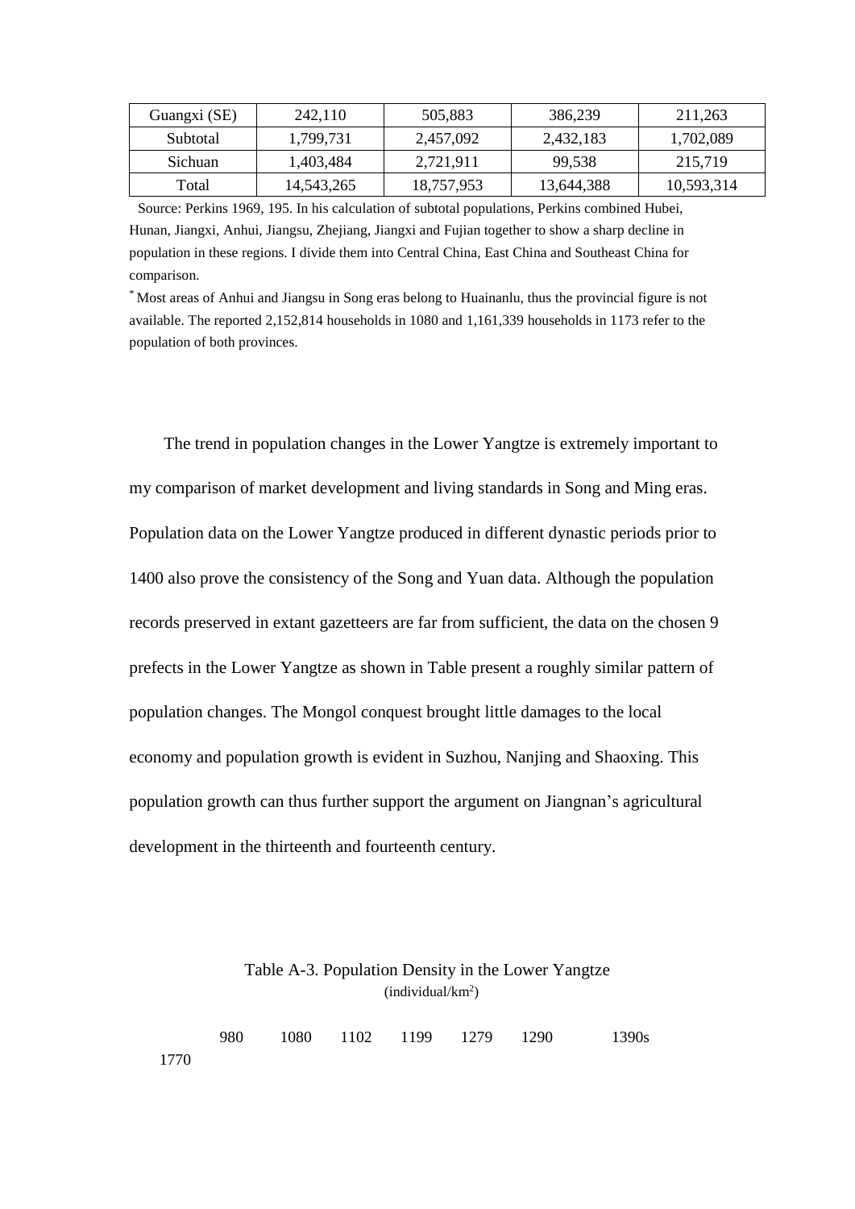| Guangxi (SE) | 242,110 | 505,883 | 386,239 | 211,263 |
|---|---|---|---|---|
| Subtotal | 1,799,731 | 2,457,092 | 2,432,183 | 1,702,089 |
| Sichuan | 1,403,484 | 2,721,911 | 99,538 | 215,719 |
| Total | 14,543,265 | 18,757,953 | 13,644,388 | 10,593,314 |

Source: Perkins 1969, 195. In his calculation of subtotal populations, Perkins combined Hubei, Hunan, Jiangxi, Anhui, Jiangsu, Zhejiang, Jiangxi and Fujian together to show a sharp decline in population in these regions. I divide them into Central China, East China and Southeast China for comparison.

* Most areas of Anhui and Jiangsu in Song eras belong to Huainanlu, thus the provincial figure is not available. The reported 2,152,814 households in 1080 and 1,161,339 households in 1173 refer to the population of both provinces.

The trend in population changes in the Lower Yangtze is extremely important to my comparison of market development and living standards in Song and Ming eras. Population data on the Lower Yangtze produced in different dynastic periods prior to 1400 also prove the consistency of the Song and Yuan data. Although the population records preserved in extant gazetteers are far from sufficient, the data on the chosen 9 prefects in the Lower Yangtze as shown in Table present a roughly similar pattern of population changes. The Mongol conquest brought little damages to the local economy and population growth is evident in Suzhou, Nanjing and Shaoxing. This population growth can thus further support the argument on Jiangnan's agricultural development in the thirteenth and fourteenth century.

Table A-3. Population Density in the Lower Yangtze
(individual/km$^2$)

| | 980 | 1080 | 1102 | 1199 | 1279 | 1290 | 1390s | 1770 |
|---|---|---|---|---|---|---|---|---|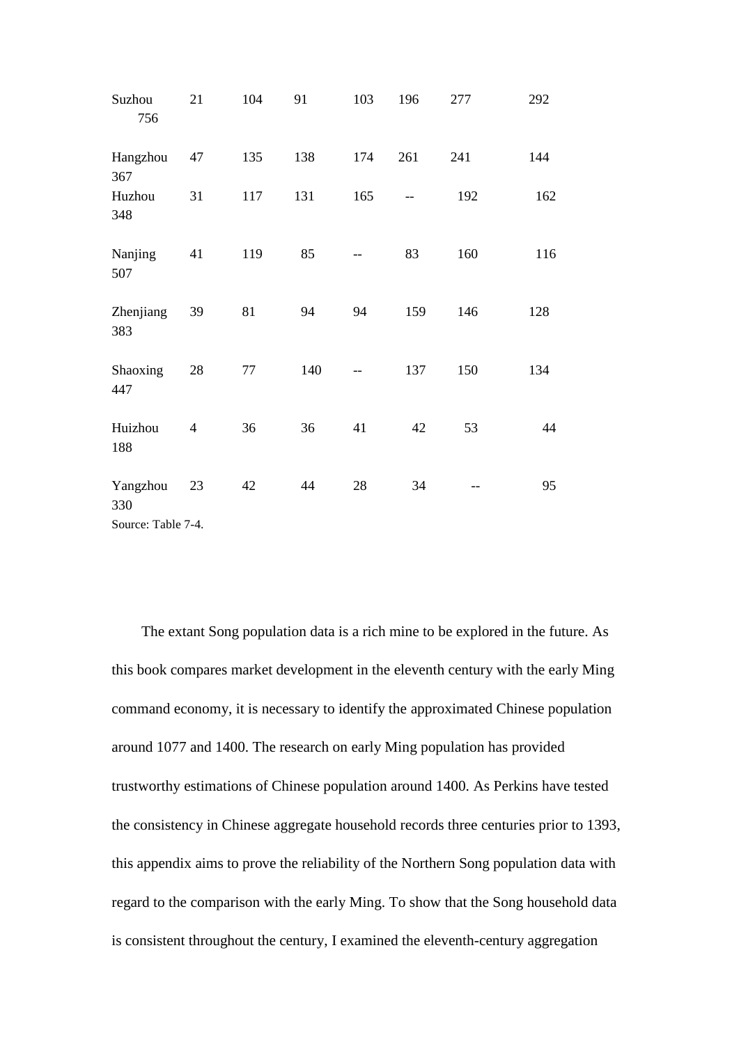| | | | | | | | |
|---|---|---|---|---|---|---|---|
| Suzhou 756 | 21 | 104 | 91 | 103 | 196 | 277 | 292 |
| Hangzhou 367 | 47 | 135 | 138 | 174 | 261 | 241 | 144 |
| Huzhou 348 | 31 | 117 | 131 | 165 | -- | 192 | 162 |
| Nanjing 507 | 41 | 119 | 85 | -- | 83 | 160 | 116 |
| Zhenjiang 383 | 39 | 81 | 94 | 94 | 159 | 146 | 128 |
| Shaoxing 447 | 28 | 77 | 140 | -- | 137 | 150 | 134 |
| Huizhou 188 | 4 | 36 | 36 | 41 | 42 | 53 | 44 |
| Yangzhou 330 | 23 | 42 | 44 | 28 | 34 | -- | 95 |

Source: Table 7-4.

The extant Song population data is a rich mine to be explored in the future. As this book compares market development in the eleventh century with the early Ming command economy, it is necessary to identify the approximated Chinese population around 1077 and 1400. The research on early Ming population has provided trustworthy estimations of Chinese population around 1400. As Perkins have tested the consistency in Chinese aggregate household records three centuries prior to 1393, this appendix aims to prove the reliability of the Northern Song population data with regard to the comparison with the early Ming. To show that the Song household data is consistent throughout the century, I examined the eleventh-century aggregation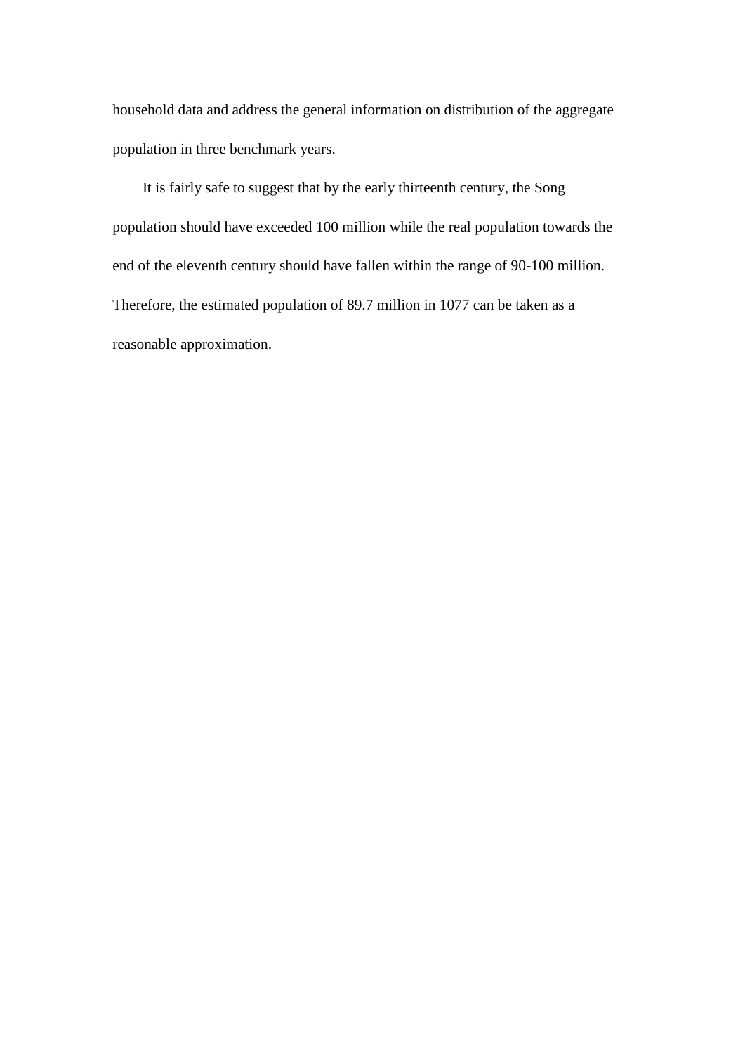household data and address the general information on distribution of the aggregate population in three benchmark years.

It is fairly safe to suggest that by the early thirteenth century, the Song population should have exceeded 100 million while the real population towards the end of the eleventh century should have fallen within the range of 90-100 million. Therefore, the estimated population of 89.7 million in 1077 can be taken as a reasonable approximation.